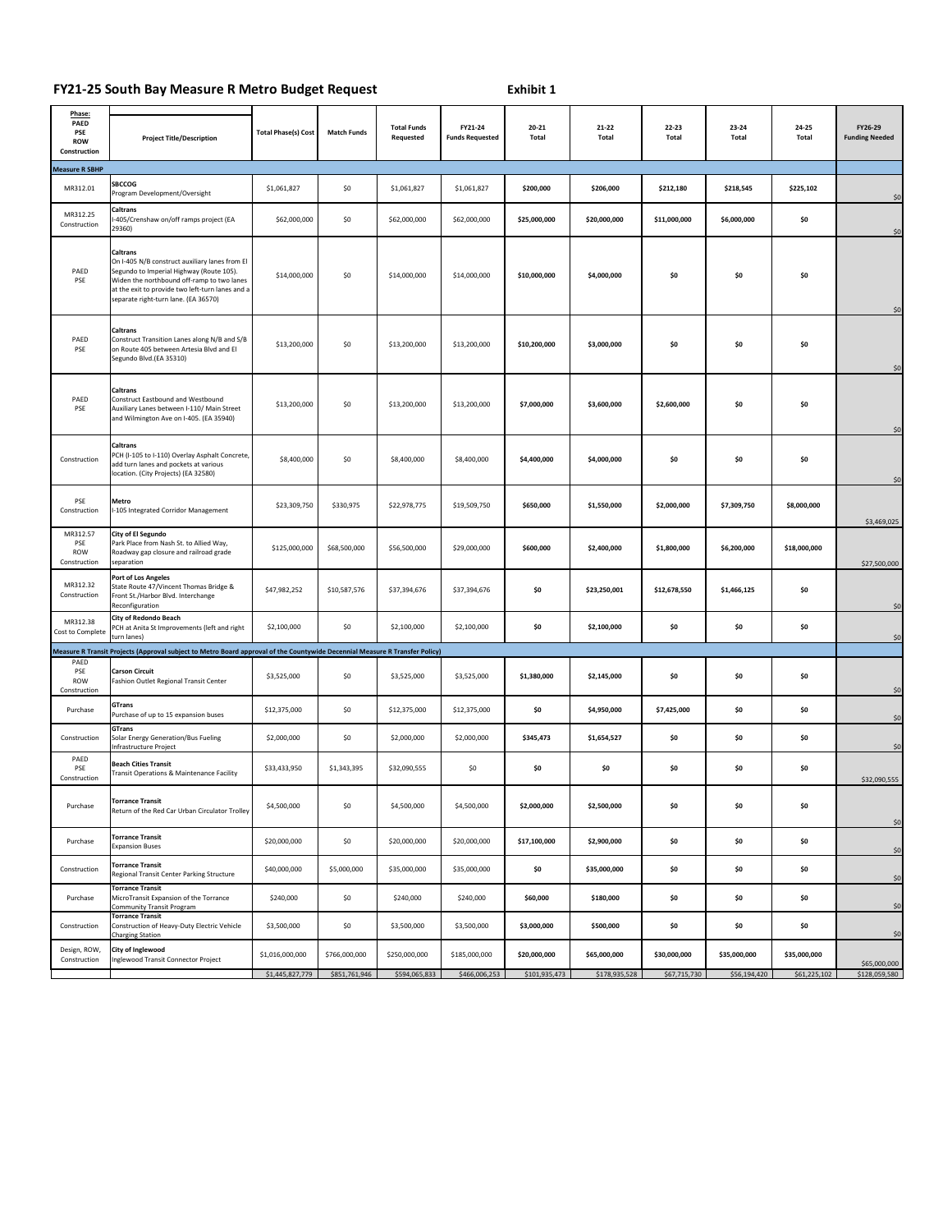# FY21-25 South Bay Measure R Metro Budget Request

**Exhibit 1**

| Phase: PAED PSE ROW Construction | Project Title/Description | Total Phase(s) Cost | Match Funds | Total Funds Requested | FY21-24 Funds Requested | 20-21 Total | 21-22 Total | 22-23 Total | 23-24 Total | 24-25 Total | FY26-29 Funding Needed |
|---|---|---|---|---|---|---|---|---|---|---|---|
| **Measure R SBHP** | | | | | | | | | | | |
| MR312.01 | **SBCCOG** Program Development/Oversight | $1,061,827 | $0 | $1,061,827 | $1,061,827 | **$200,000** | **$206,000** | **$212,180** | **$218,545** | **$225,102** | $0 |
| MR312.25 Construction | **Caltrans** I-405/Crenshaw on/off ramps project (EA 29360) | $62,000,000 | $0 | $62,000,000 | $62,000,000 | **$25,000,000** | **$20,000,000** | **$11,000,000** | **$6,000,000** | **$0** | $0 |
| PAED PSE | **Caltrans** On I-405 N/B construct auxiliary lanes from El Segundo to Imperial Highway (Route 105). Widen the northbound off-ramp to two lanes at the exit to provide two left-turn lanes and a separate right-turn lane. (EA 36570) | $14,000,000 | $0 | $14,000,000 | $14,000,000 | **$10,000,000** | **$4,000,000** | **$0** | **$0** | **$0** | $0 |
| PAED PSE | **Caltrans** Construct Transition Lanes along N/B and S/B on Route 405 between Artesia Blvd and El Segundo Blvd.(EA 35310) | $13,200,000 | $0 | $13,200,000 | $13,200,000 | **$10,200,000** | **$3,000,000** | **$0** | **$0** | **$0** | $0 |
| PAED PSE | **Caltrans** Construct Eastbound and Westbound Auxiliary Lanes between I-110/ Main Street and Wilmington Ave on I-405. (EA 35940) | $13,200,000 | $0 | $13,200,000 | $13,200,000 | **$7,000,000** | **$3,600,000** | **$2,600,000** | **$0** | **$0** | $0 |
| Construction | **Caltrans** PCH (I-105 to I-110) Overlay Asphalt Concrete, add turn lanes and pockets at various location. (City Projects) (EA 32580) | $8,400,000 | $0 | $8,400,000 | $8,400,000 | **$4,400,000** | **$4,000,000** | **$0** | **$0** | **$0** | $0 |
| PSE Construction | **Metro** I-105 Integrated Corridor Management | $23,309,750 | $330,975 | $22,978,775 | $19,509,750 | **$650,000** | **$1,550,000** | **$2,000,000** | **$7,309,750** | **$8,000,000** | $3,469,025 |
| MR312.57 PSE ROW Construction | **City of El Segundo** Park Place from Nash St. to Allied Way, Roadway gap closure and railroad grade separation | $125,000,000 | $68,500,000 | $56,500,000 | $29,000,000 | **$600,000** | **$2,400,000** | **$1,800,000** | **$6,200,000** | **$18,000,000** | $27,500,000 |
| MR312.32 Construction | **Port of Los Angeles** State Route 47/Vincent Thomas Bridge & Front St./Harbor Blvd. Interchange Reconfiguration | $47,982,252 | $10,587,576 | $37,394,676 | $37,394,676 | **$0** | **$23,250,001** | **$12,678,550** | **$1,466,125** | **$0** | $0 |
| MR312.38 Cost to Complete | **City of Redondo Beach** PCH at Anita St Improvements (left and right turn lanes) | $2,100,000 | $0 | $2,100,000 | $2,100,000 | **$0** | **$2,100,000** | **$0** | **$0** | **$0** | $0 |
| **Measure R Transit Projects (Approval subject to Metro Board approval of the Countywide Decennial Measure R Transfer Policy)** | | | | | | | | | | | |
| PAED PSE ROW Construction | **Carson Circuit** Fashion Outlet Regional Transit Center | $3,525,000 | $0 | $3,525,000 | $3,525,000 | **$1,380,000** | **$2,145,000** | **$0** | **$0** | **$0** | $0 |
| Purchase | **GTrans** Purchase of up to 15 expansion buses | $12,375,000 | $0 | $12,375,000 | $12,375,000 | **$0** | **$4,950,000** | **$7,425,000** | **$0** | **$0** | $0 |
| Construction | **GTrans** Solar Energy Generation/Bus Fueling Infrastructure Project | $2,000,000 | $0 | $2,000,000 | $2,000,000 | **$345,473** | **$1,654,527** | **$0** | **$0** | **$0** | $0 |
| PAED PSE Construction | **Beach Cities Transit** Transit Operations & Maintenance Facility | $33,433,950 | $1,343,395 | $32,090,555 | $0 | **$0** | **$0** | **$0** | **$0** | **$0** | $32,090,555 |
| Purchase | **Torrance Transit** Return of the Red Car Urban Circulator Trolley | $4,500,000 | $0 | $4,500,000 | $4,500,000 | **$2,000,000** | **$2,500,000** | **$0** | **$0** | **$0** | $0 |
| Purchase | **Torrance Transit** Expansion Buses | $20,000,000 | $0 | $20,000,000 | $20,000,000 | **$17,100,000** | **$2,900,000** | **$0** | **$0** | **$0** | $0 |
| Construction | **Torrance Transit** Regional Transit Center Parking Structure | $40,000,000 | $5,000,000 | $35,000,000 | $35,000,000 | **$0** | **$35,000,000** | **$0** | **$0** | **$0** | $0 |
| Purchase | **Torrance Transit** MicroTransit Expansion of the Torrance Community Transit Program | $240,000 | $0 | $240,000 | $240,000 | **$60,000** | **$180,000** | **$0** | **$0** | **$0** | $0 |
| Construction | **Torrance Transit** Construction of Heavy-Duty Electric Vehicle Charging Station | $3,500,000 | $0 | $3,500,000 | $3,500,000 | **$3,000,000** | **$500,000** | **$0** | **$0** | **$0** | $0 |
| Design, ROW, Construction | **City of Inglewood** Inglewood Transit Connector Project | $1,016,000,000 | $766,000,000 | $250,000,000 | $185,000,000 | **$20,000,000** | **$65,000,000** | **$30,000,000** | **$35,000,000** | **$35,000,000** | $65,000,000 |
| | | $1,445,827,779 | $851,761,946 | $594,065,833 | $466,006,253 | $101,935,473 | $178,935,528 | $67,715,730 | $56,194,420 | $61,225,102 | $128,059,580 |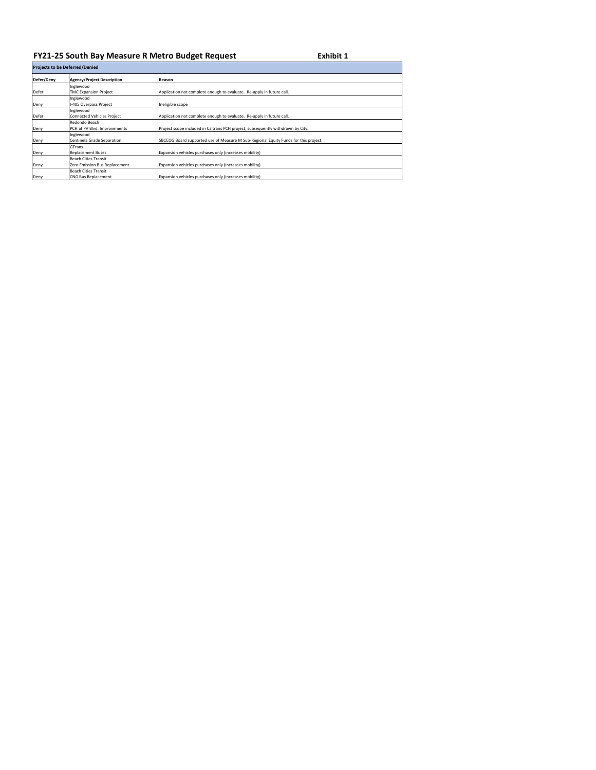## FY21-25 South Bay Measure R Metro Budget Request

**Exhibit 1**

**Projects to be Deferred/Denied**

| Defer/Deny | Agency/Project Description | Reason |
| --- | --- | --- |
| Defer | Inglewood<br>TMC Expansion Project | Application not complete enough to evaluate. Re-apply in future call. |
| Deny | Inglewood<br>I-405 Overpass Project | Ineligible scope |
| Defer | Inglewood<br>Connected Vehicles Project | Application not complete enough to evaluate. Re-apply in future call. |
| Deny | Redondo Beach<br>PCH at PV Blvd. Improvements | Project scope included in Caltrans PCH project, subsequently withdrawn by City. |
| Deny | Inglewood<br>Centinela Grade Separation | SBCCOG Board supported use of Measure M Sub-Regional Equity Funds for this project. |
| Deny | GTrans<br>Replacement Buses | Expansion vehicles purchases only (increases mobility) |
| Deny | Beach Cities Transit<br>Zero Emission Bus Replacement | Expansion vehicles purchases only (increases mobility) |
| Deny | Beach Cities Transit<br>CNG Bus Replacement | Expansion vehicles purchases only (increases mobility) |